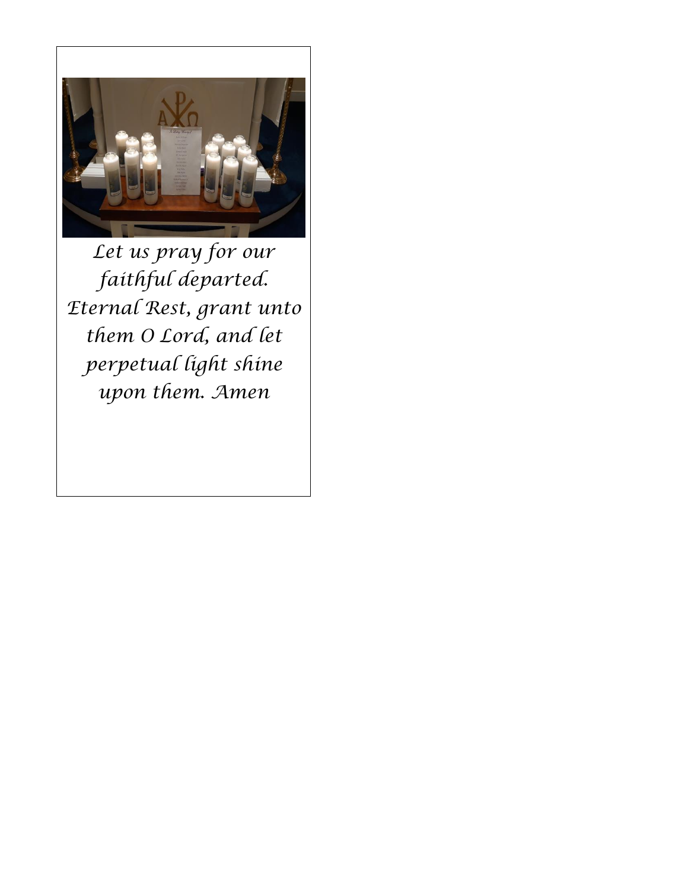*Let us pray for our faithful departed. Eternal Rest, grant unto them O Lord, and let perpetual light shine upon them. Amen*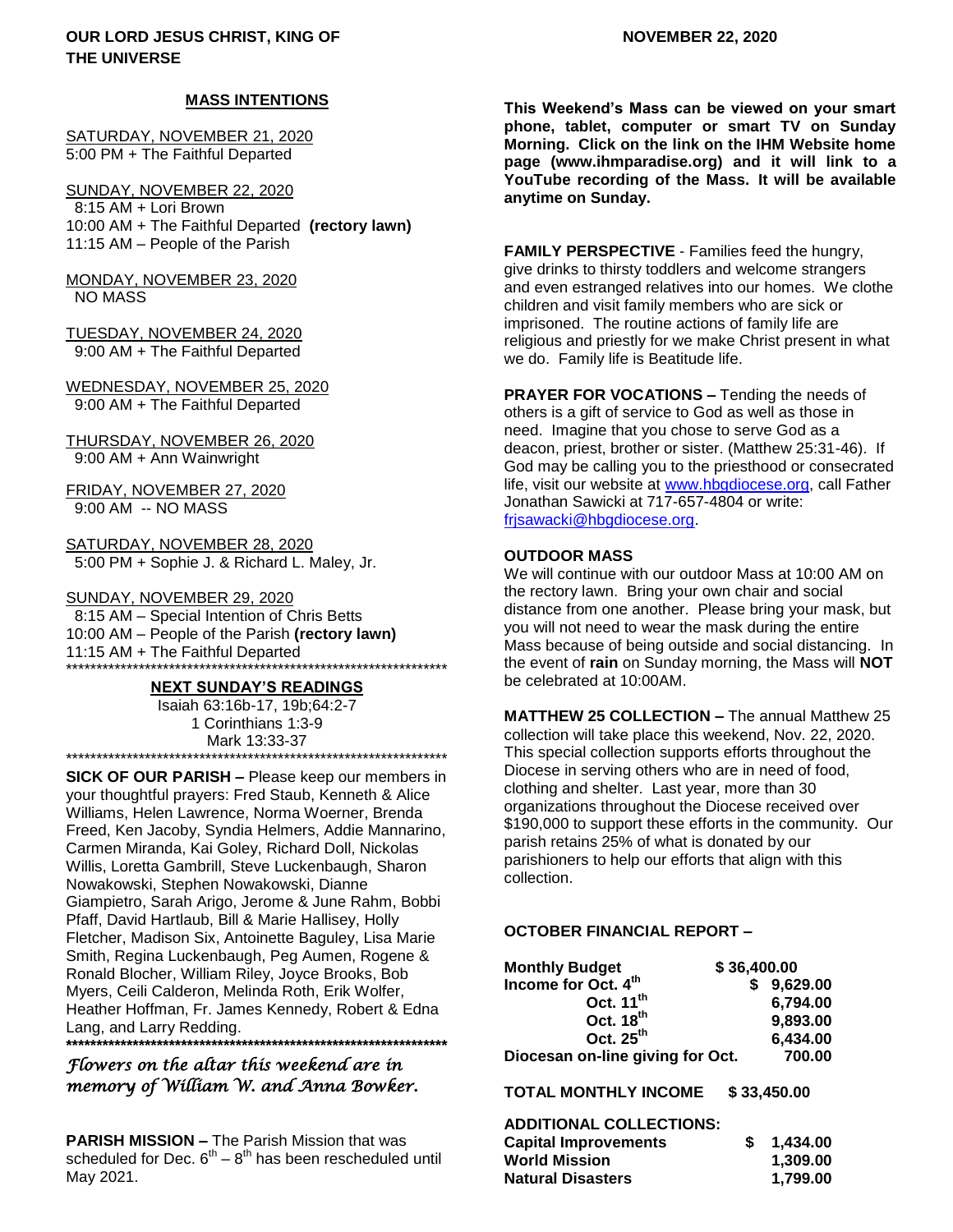**OUR LORD JESUS CHRIST, KING OF THE UNIVERSE** **NOVEMBER 22, 2020**

## MASS INTENTIONS

SATURDAY, NOVEMBER 21, 2020
5:00 PM + The Faithful Departed

SUNDAY, NOVEMBER 22, 2020
8:15 AM + Lori Brown
10:00 AM + The Faithful Departed **(rectory lawn)**
11:15 AM – People of the Parish

MONDAY, NOVEMBER 23, 2020
NO MASS

TUESDAY, NOVEMBER 24, 2020
9:00 AM + The Faithful Departed

WEDNESDAY, NOVEMBER 25, 2020
9:00 AM + The Faithful Departed

THURSDAY, NOVEMBER 26, 2020
9:00 AM + Ann Wainwright

FRIDAY, NOVEMBER 27, 2020
9:00 AM -- NO MASS

SATURDAY, NOVEMBER 28, 2020
5:00 PM + Sophie J. & Richard L. Maley, Jr.

SUNDAY, NOVEMBER 29, 2020
8:15 AM – Special Intention of Chris Betts
10:00 AM – People of the Parish **(rectory lawn)**
11:15 AM + The Faithful Departed

*******************************************************************

## NEXT SUNDAY'S READINGS

Isaiah 63:16b-17, 19b;64:2-7
1 Corinthians 1:3-9
Mark 13:33-37

*******************************************************************

**SICK OF OUR PARISH –** Please keep our members in your thoughtful prayers: Fred Staub, Kenneth & Alice Williams, Helen Lawrence, Norma Woerner, Brenda Freed, Ken Jacoby, Syndia Helmers, Addie Mannarino, Carmen Miranda, Kai Goley, Richard Doll, Nickolas Willis, Loretta Gambrill, Steve Luckenbaugh, Sharon Nowakowski, Stephen Nowakowski, Dianne Giampietro, Sarah Arigo, Jerome & June Rahm, Bobbi Pfaff, David Hartlaub, Bill & Marie Hallisey, Holly Fletcher, Madison Six, Antoinette Baguley, Lisa Marie Smith, Regina Luckenbaugh, Peg Aumen, Rogene & Ronald Blocher, William Riley, Joyce Brooks, Bob Myers, Ceili Calderon, Melinda Roth, Erik Wolfer, Heather Hoffman, Fr. James Kennedy, Robert & Edna Lang, and Larry Redding.

*******************************************************************

*Flowers on the altar this weekend are in memory of William W. and Anna Bowker.*

**PARISH MISSION –** The Parish Mission that was scheduled for Dec. 6th – 8th has been rescheduled until May 2021.

**This Weekend's Mass can be viewed on your smart phone, tablet, computer or smart TV on Sunday Morning. Click on the link on the IHM Website home page (www.ihmparadise.org) and it will link to a YouTube recording of the Mass. It will be available anytime on Sunday.**

**FAMILY PERSPECTIVE** - Families feed the hungry, give drinks to thirsty toddlers and welcome strangers and even estranged relatives into our homes. We clothe children and visit family members who are sick or imprisoned. The routine actions of family life are religious and priestly for we make Christ present in what we do. Family life is Beatitude life.

**PRAYER FOR VOCATIONS –** Tending the needs of others is a gift of service to God as well as those in need. Imagine that you chose to serve God as a deacon, priest, brother or sister. (Matthew 25:31-46). If God may be calling you to the priesthood or consecrated life, visit our website at www.hbgdiocese.org, call Father Jonathan Sawicki at 717-657-4804 or write: frjsawacki@hbgdiocese.org.

**OUTDOOR MASS**

We will continue with our outdoor Mass at 10:00 AM on the rectory lawn. Bring your own chair and social distance from one another. Please bring your mask, but you will not need to wear the mask during the entire Mass because of being outside and social distancing. In the event of **rain** on Sunday morning, the Mass will **NOT** be celebrated at 10:00AM.

**MATTHEW 25 COLLECTION –** The annual Matthew 25 collection will take place this weekend, Nov. 22, 2020. This special collection supports efforts throughout the Diocese in serving others who are in need of food, clothing and shelter. Last year, more than 30 organizations throughout the Diocese received over $190,000 to support these efforts in the community. Our parish retains 25% of what is donated by our parishioners to help our efforts that align with this collection.

**OCTOBER FINANCIAL REPORT –**

| | |
|---|---|
| **Monthly Budget** | **$ 36,400.00** |
| **Income for Oct. 4th** | **$ 9,629.00** |
| **Oct. 11th** | **6,794.00** |
| **Oct. 18th** | **9,893.00** |
| **Oct. 25th** | **6,434.00** |
| **Diocesan on-line giving for Oct.** | **700.00** |
| **TOTAL MONTHLY INCOME** | **$ 33,450.00** |

**ADDITIONAL COLLECTIONS:**

| | |
|---|---|
| **Capital Improvements** | **$ 1,434.00** |
| **World Mission** | **1,309.00** |
| **Natural Disasters** | **1,799.00** |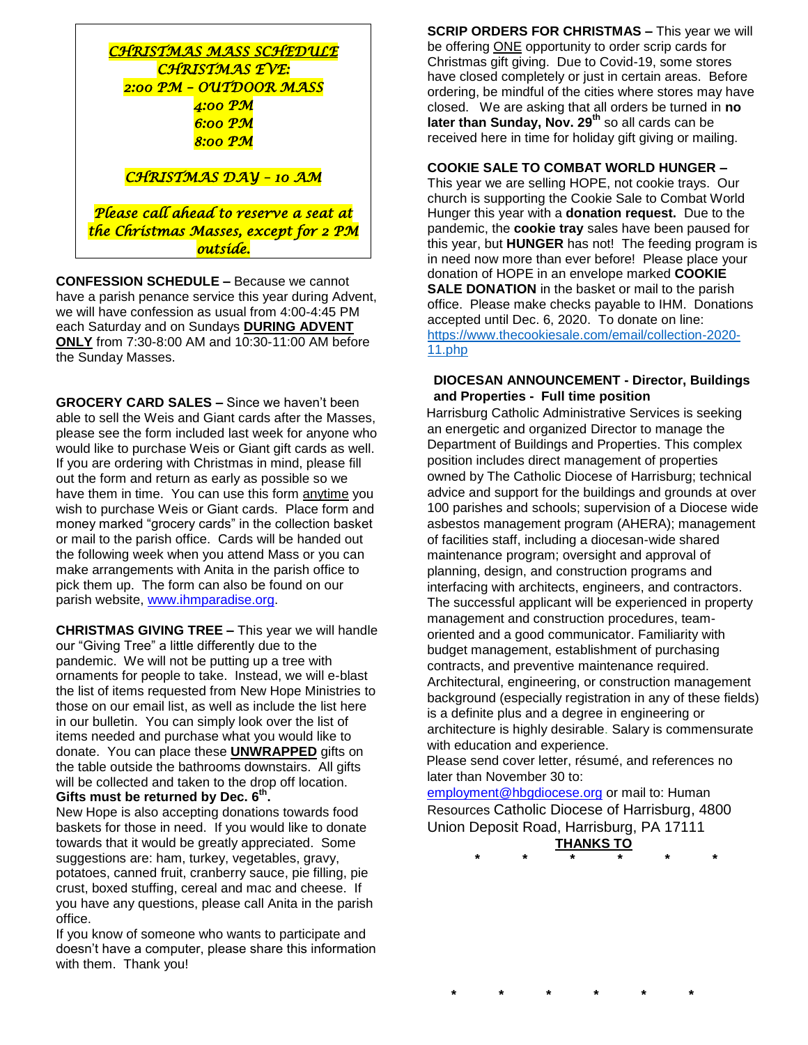***CHRISTMAS MASS SCHEDULE***
***CHRISTMAS EVE:***
***2:00 PM – OUTDOOR MASS***
***4:00 PM***
***6:00 PM***
***8:00 PM***

***CHRISTMAS DAY – 10 AM***

***Please call ahead to reserve a seat at the Christmas Masses, except for 2 PM outside.***

**CONFESSION SCHEDULE –** Because we cannot have a parish penance service this year during Advent, we will have confession as usual from 4:00-4:45 PM each Saturday and on Sundays **DURING ADVENT ONLY** from 7:30-8:00 AM and 10:30-11:00 AM before the Sunday Masses.

**GROCERY CARD SALES –** Since we haven't been able to sell the Weis and Giant cards after the Masses, please see the form included last week for anyone who would like to purchase Weis or Giant gift cards as well. If you are ordering with Christmas in mind, please fill out the form and return as early as possible so we have them in time. You can use this form anytime you wish to purchase Weis or Giant cards. Place form and money marked "grocery cards" in the collection basket or mail to the parish office. Cards will be handed out the following week when you attend Mass or you can make arrangements with Anita in the parish office to pick them up. The form can also be found on our parish website, www.ihmparadise.org.

**CHRISTMAS GIVING TREE –** This year we will handle our "Giving Tree" a little differently due to the pandemic. We will not be putting up a tree with ornaments for people to take. Instead, we will e-blast the list of items requested from New Hope Ministries to those on our email list, as well as include the list here in our bulletin. You can simply look over the list of items needed and purchase what you would like to donate. You can place these **UNWRAPPED** gifts on the table outside the bathrooms downstairs. All gifts will be collected and taken to the drop off location. **Gifts must be returned by Dec. 6th.**
New Hope is also accepting donations towards food baskets for those in need. If you would like to donate towards that it would be greatly appreciated. Some suggestions are: ham, turkey, vegetables, gravy, potatoes, canned fruit, cranberry sauce, pie filling, pie crust, boxed stuffing, cereal and mac and cheese. If you have any questions, please call Anita in the parish office.
If you know of someone who wants to participate and doesn't have a computer, please share this information with them. Thank you!

**SCRIP ORDERS FOR CHRISTMAS –** This year we will be offering ONE opportunity to order scrip cards for Christmas gift giving. Due to Covid-19, some stores have closed completely or just in certain areas. Before ordering, be mindful of the cities where stores may have closed. We are asking that all orders be turned in **no later than Sunday, Nov. 29th** so all cards can be received here in time for holiday gift giving or mailing.

**COOKIE SALE TO COMBAT WORLD HUNGER –** This year we are selling HOPE, not cookie trays. Our church is supporting the Cookie Sale to Combat World Hunger this year with a **donation request.** Due to the pandemic, the **cookie tray** sales have been paused for this year, but **HUNGER** has not! The feeding program is in need now more than ever before! Please place your donation of HOPE in an envelope marked **COOKIE SALE DONATION** in the basket or mail to the parish office. Please make checks payable to IHM. Donations accepted until Dec. 6, 2020. To donate on line: https://www.thecookiesale.com/email/collection-2020-11.php

**DIOCESAN ANNOUNCEMENT - Director, Buildings and Properties - Full time position**
Harrisburg Catholic Administrative Services is seeking an energetic and organized Director to manage the Department of Buildings and Properties. This complex position includes direct management of properties owned by The Catholic Diocese of Harrisburg; technical advice and support for the buildings and grounds at over 100 parishes and schools; supervision of a Diocese wide asbestos management program (AHERA); management of facilities staff, including a diocesan-wide shared maintenance program; oversight and approval of planning, design, and construction programs and interfacing with architects, engineers, and contractors. The successful applicant will be experienced in property management and construction procedures, team-oriented and a good communicator. Familiarity with budget management, establishment of purchasing contracts, and preventive maintenance required. Architectural, engineering, or construction management background (especially registration in any of these fields) is a definite plus and a degree in engineering or architecture is highly desirable. Salary is commensurate with education and experience.
Please send cover letter, résumé, and references no later than November 30 to:
employment@hbgdiocese.org or mail to: Human Resources Catholic Diocese of Harrisburg, 4800 Union Deposit Road, Harrisburg, PA 17111

**THANKS TO**

\* \* \* \* \* \*

\* \* \* \* \* \*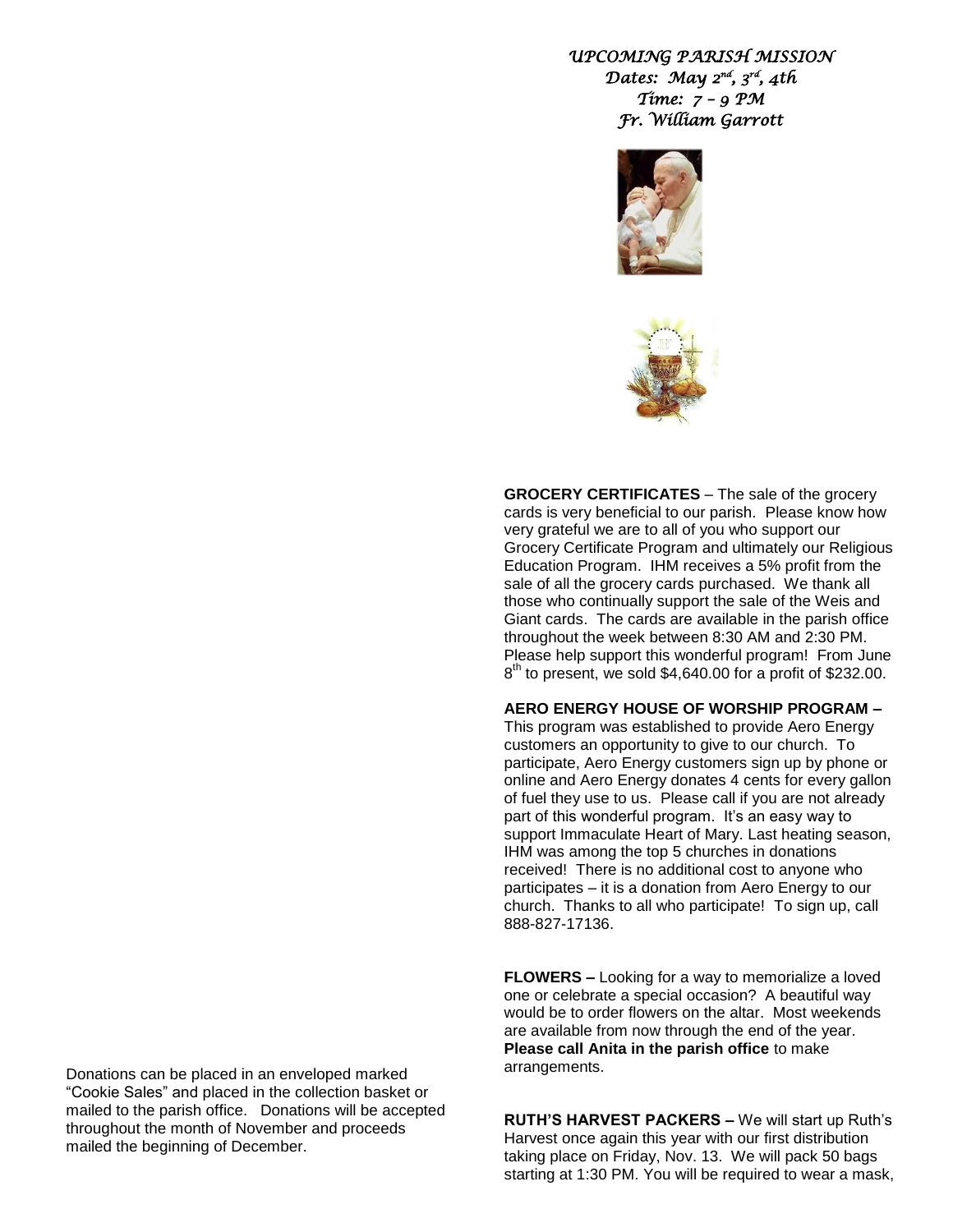*UPCOMING PARISH MISSION*
*Dates: May 2nd, 3rd, 4th*
*Time: 7 – 9 PM*
*Fr. William Garrott*

Donations can be placed in an enveloped marked "Cookie Sales" and placed in the collection basket or mailed to the parish office. Donations will be accepted throughout the month of November and proceeds mailed the beginning of December.

**GROCERY CERTIFICATES** – The sale of the grocery cards is very beneficial to our parish. Please know how very grateful we are to all of you who support our Grocery Certificate Program and ultimately our Religious Education Program. IHM receives a 5% profit from the sale of all the grocery cards purchased. We thank all those who continually support the sale of the Weis and Giant cards. The cards are available in the parish office throughout the week between 8:30 AM and 2:30 PM. Please help support this wonderful program! From June 8th to present, we sold $4,640.00 for a profit of $232.00.

**AERO ENERGY HOUSE OF WORSHIP PROGRAM –** This program was established to provide Aero Energy customers an opportunity to give to our church. To participate, Aero Energy customers sign up by phone or online and Aero Energy donates 4 cents for every gallon of fuel they use to us. Please call if you are not already part of this wonderful program. It's an easy way to support Immaculate Heart of Mary. Last heating season, IHM was among the top 5 churches in donations received! There is no additional cost to anyone who participates – it is a donation from Aero Energy to our church. Thanks to all who participate! To sign up, call 888-827-17136.

**FLOWERS –** Looking for a way to memorialize a loved one or celebrate a special occasion? A beautiful way would be to order flowers on the altar. Most weekends are available from now through the end of the year. **Please call Anita in the parish office** to make arrangements.

**RUTH'S HARVEST PACKERS –** We will start up Ruth's Harvest once again this year with our first distribution taking place on Friday, Nov. 13. We will pack 50 bags starting at 1:30 PM. You will be required to wear a mask,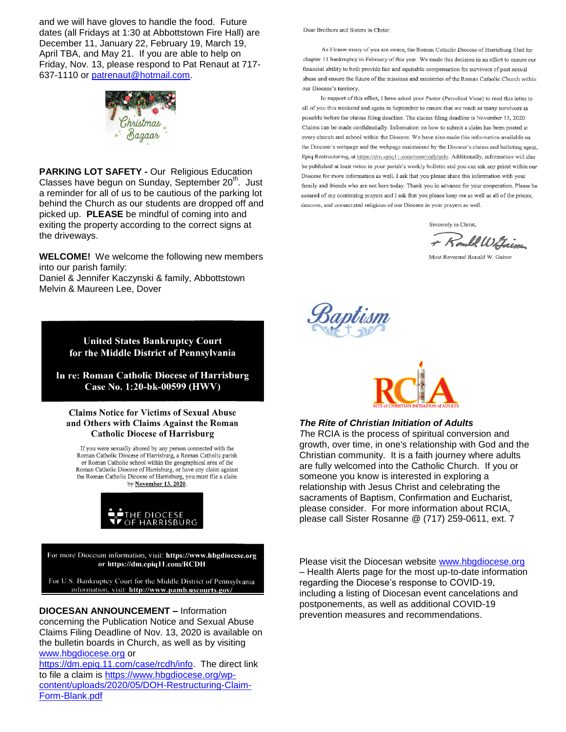and we will have gloves to handle the food. Future dates (all Fridays at 1:30 at Abbottstown Fire Hall) are December 11, January 22, February 19, March 19, April TBA, and May 21. If you are able to help on Friday, Nov. 13, please respond to Pat Renaut at 717-637-1110 or patrenaut@hotmail.com.

Christmas Bazaar

**PARKING LOT SAFETY -** Our Religious Education Classes have begun on Sunday, September 20th. Just a reminder for all of us to be cautious of the parking lot behind the Church as our students are dropped off and picked up. **PLEASE** be mindful of coming into and exiting the property according to the correct signs at the driveways.

**WELCOME!** We welcome the following new members into our parish family:
Daniel & Jennifer Kaczynski & family, Abbottstown
Melvin & Maureen Lee, Dover

**United States Bankruptcy Court for the Middle District of Pennsylvania**

**In re: Roman Catholic Diocese of Harrisburg Case No. 1:20-bk-00599 (HWV)**

**Claims Notice for Victims of Sexual Abuse and Others with Claims Against the Roman Catholic Diocese of Harrisburg**

If you were sexually abused by any person connected with the Roman Catholic Diocese of Harrisburg, a Roman Catholic parish or Roman Catholic school within the geographical area of the Roman Catholic Diocese of Harrisburg, or have any claim against the Roman Catholic Diocese of Harrisburg, you must file a claim by **November 13, 2020**.

THE DIOCESE OF HARRISBURG

For more Diocesan information, visit: **https://www.hbgdiocese.org or https://dm.epiq11.com/RCDH**

For U.S. Bankruptcy Court for the Middle District of Pennsylvania information, visit: **http://www.pamb.uscourts.gov/**

**DIOCESAN ANNOUNCEMENT –** Information concerning the Publication Notice and Sexual Abuse Claims Filing Deadline of Nov. 13, 2020 is available on the bulletin boards in Church, as well as by visiting www.hbgdiocese.org or https://dm.epiq.11.com/case/rcdh/info. The direct link to file a claim is https://www.hbgdiocese.org/wp-content/uploads/2020/05/DOH-Restructuring-Claim-Form-Blank.pdf

Dear Brothers and Sisters in Christ:

As I know many of you are aware, the Roman Catholic Diocese of Harrisburg filed for chapter 11 bankruptcy in February of this year. We made this decision in an effort to ensure our financial ability to both provide fair and equitable compensation for survivors of past sexual abuse and ensure the future of the missions and ministries of the Roman Catholic Church within our Diocese's territory.

In support of this effort, I have asked your Pastor (Parochial Vicar) to read this letter to all of you this weekend and again in September to ensure that we reach as many survivors as possible before the claims filing deadline. The claims filing deadline is November 13, 2020. Claims can be made confidentially. Information on how to submit a claim has been posted at every church and school within the Diocese. We have also made this information available on the Diocese's webpage and the webpage maintained by the Diocese's claims and balloting agent, Epiq Restructuring, at https://dm.epiq11.com/case/rcdh/info. Additionally, information will also be published at least twice in your parish's weekly bulletin and you can ask any priest within our Diocese for more information as well. I ask that you please share this information with your family and friends who are not here today. Thank you in advance for your cooperation. Please be assured of my continuing prayers and I ask that you please keep me as well as all of the priests, deacons, and consecrated religious of our Diocese in your prayers as well.

Sincerely in Christ,

Most Reverend Ronald W. Gainer

Baptism

RCIA
RITE of CHRISTIAN INITIATION of ADULTS

***The Rite of Christian Initiation of Adults***

*T*he RCIA is the process of spiritual conversion and growth, over time, in one's relationship with God and the Christian community. It is a faith journey where adults are fully welcomed into the Catholic Church. If you or someone you know is interested in exploring a relationship with Jesus Christ and celebrating the sacraments of Baptism, Confirmation and Eucharist, please consider. For more information about RCIA, please call Sister Rosanne @ (717) 259-0611, ext. 7

Please visit the Diocesan website www.hbgdiocese.org – Health Alerts page for the most up-to-date information regarding the Diocese's response to COVID-19, including a listing of Diocesan event cancelations and postponements, as well as additional COVID-19 prevention measures and recommendations.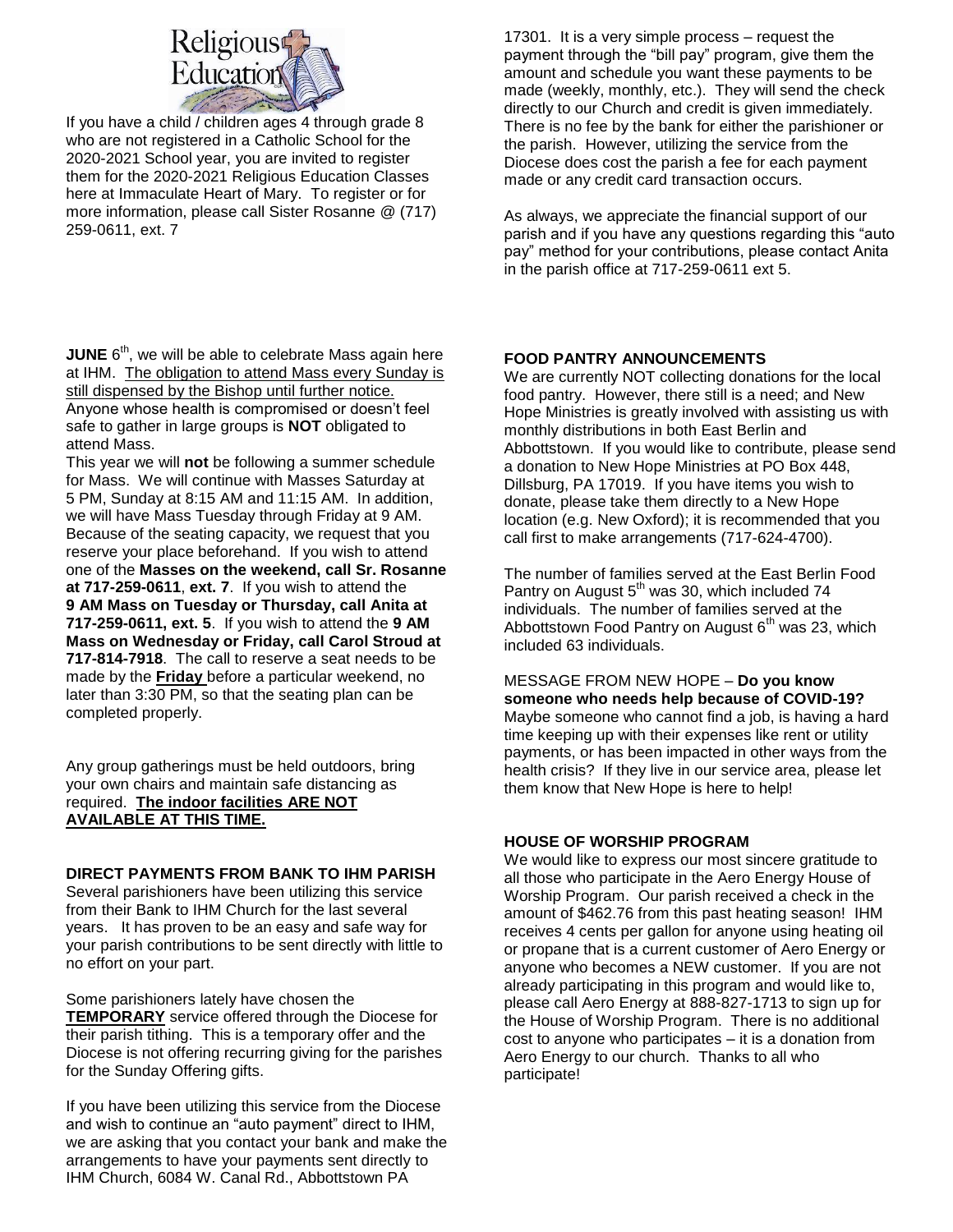If you have a child / children ages 4 through grade 8 who are not registered in a Catholic School for the 2020-2021 School year, you are invited to register them for the 2020-2021 Religious Education Classes here at Immaculate Heart of Mary. To register or for more information, please call Sister Rosanne @ (717) 259-0611, ext. 7

**JUNE** 6th, we will be able to celebrate Mass again here at IHM. The obligation to attend Mass every Sunday is still dispensed by the Bishop until further notice. Anyone whose health is compromised or doesn't feel safe to gather in large groups is **NOT** obligated to attend Mass.

This year we will **not** be following a summer schedule for Mass. We will continue with Masses Saturday at 5 PM, Sunday at 8:15 AM and 11:15 AM. In addition, we will have Mass Tuesday through Friday at 9 AM. Because of the seating capacity, we request that you reserve your place beforehand. If you wish to attend one of the **Masses on the weekend, call Sr. Rosanne at 717-259-0611**, **ext. 7**. If you wish to attend the **9 AM Mass on Tuesday or Thursday, call Anita at 717-259-0611, ext. 5**. If you wish to attend the **9 AM Mass on Wednesday or Friday, call Carol Stroud at 717-814-7918**. The call to reserve a seat needs to be made by the **Friday** before a particular weekend, no later than 3:30 PM, so that the seating plan can be completed properly.

Any group gatherings must be held outdoors, bring your own chairs and maintain safe distancing as required. **The indoor facilities ARE NOT AVAILABLE AT THIS TIME.**

**DIRECT PAYMENTS FROM BANK TO IHM PARISH**

Several parishioners have been utilizing this service from their Bank to IHM Church for the last several years. It has proven to be an easy and safe way for your parish contributions to be sent directly with little to no effort on your part.

Some parishioners lately have chosen the **TEMPORARY** service offered through the Diocese for their parish tithing. This is a temporary offer and the Diocese is not offering recurring giving for the parishes for the Sunday Offering gifts.

If you have been utilizing this service from the Diocese and wish to continue an "auto payment" direct to IHM, we are asking that you contact your bank and make the arrangements to have your payments sent directly to IHM Church, 6084 W. Canal Rd., Abbottstown PA 17301. It is a very simple process – request the payment through the "bill pay" program, give them the amount and schedule you want these payments to be made (weekly, monthly, etc.). They will send the check directly to our Church and credit is given immediately. There is no fee by the bank for either the parishioner or the parish. However, utilizing the service from the Diocese does cost the parish a fee for each payment made or any credit card transaction occurs.

As always, we appreciate the financial support of our parish and if you have any questions regarding this "auto pay" method for your contributions, please contact Anita in the parish office at 717-259-0611 ext 5.

**FOOD PANTRY ANNOUNCEMENTS**

We are currently NOT collecting donations for the local food pantry. However, there still is a need; and New Hope Ministries is greatly involved with assisting us with monthly distributions in both East Berlin and Abbottstown. If you would like to contribute, please send a donation to New Hope Ministries at PO Box 448, Dillsburg, PA 17019. If you have items you wish to donate, please take them directly to a New Hope location (e.g. New Oxford); it is recommended that you call first to make arrangements (717-624-4700).

The number of families served at the East Berlin Food Pantry on August 5th was 30, which included 74 individuals. The number of families served at the Abbottstown Food Pantry on August 6th was 23, which included 63 individuals.

MESSAGE FROM NEW HOPE – **Do you know someone who needs help because of COVID-19?** Maybe someone who cannot find a job, is having a hard time keeping up with their expenses like rent or utility payments, or has been impacted in other ways from the health crisis? If they live in our service area, please let them know that New Hope is here to help!

**HOUSE OF WORSHIP PROGRAM**

We would like to express our most sincere gratitude to all those who participate in the Aero Energy House of Worship Program. Our parish received a check in the amount of $462.76 from this past heating season! IHM receives 4 cents per gallon for anyone using heating oil or propane that is a current customer of Aero Energy or anyone who becomes a NEW customer. If you are not already participating in this program and would like to, please call Aero Energy at 888-827-1713 to sign up for the House of Worship Program. There is no additional cost to anyone who participates – it is a donation from Aero Energy to our church. Thanks to all who participate!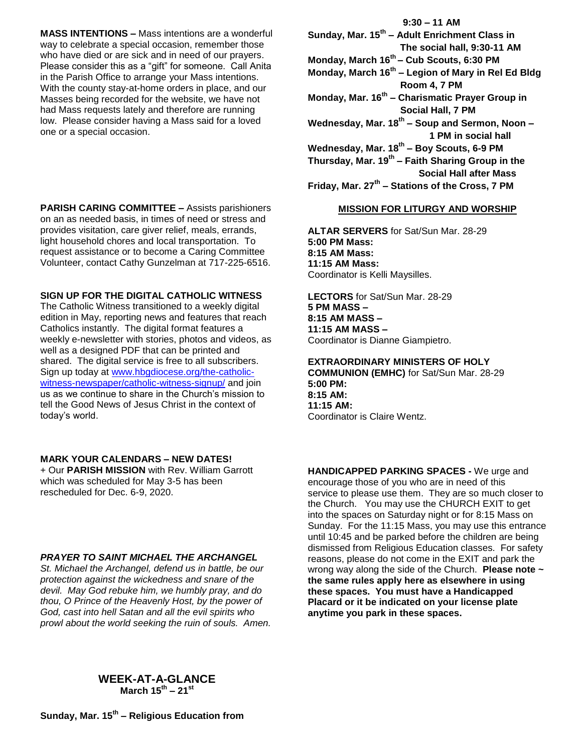**MASS INTENTIONS –** Mass intentions are a wonderful way to celebrate a special occasion, remember those who have died or are sick and in need of our prayers. Please consider this as a "gift" for someone. Call Anita in the Parish Office to arrange your Mass intentions. With the county stay-at-home orders in place, and our Masses being recorded for the website, we have not had Mass requests lately and therefore are running low. Please consider having a Mass said for a loved one or a special occasion.

**PARISH CARING COMMITTEE –** Assists parishioners on an as needed basis, in times of need or stress and provides visitation, care giver relief, meals, errands, light household chores and local transportation. To request assistance or to become a Caring Committee Volunteer, contact Cathy Gunzelman at 717-225-6516.

**SIGN UP FOR THE DIGITAL CATHOLIC WITNESS**

The Catholic Witness transitioned to a weekly digital edition in May, reporting news and features that reach Catholics instantly. The digital format features a weekly e-newsletter with stories, photos and videos, as well as a designed PDF that can be printed and shared. The digital service is free to all subscribers. Sign up today at www.hbgdiocese.org/the-catholic-witness-newspaper/catholic-witness-signup/ and join us as we continue to share in the Church's mission to tell the Good News of Jesus Christ in the context of today's world.

**MARK YOUR CALENDARS – NEW DATES!**

+ Our **PARISH MISSION** with Rev. William Garrott which was scheduled for May 3-5 has been rescheduled for Dec. 6-9, 2020.

***PRAYER TO SAINT MICHAEL THE ARCHANGEL***

*St. Michael the Archangel, defend us in battle, be our protection against the wickedness and snare of the devil. May God rebuke him, we humbly pray, and do thou, O Prince of the Heavenly Host, by the power of God, cast into hell Satan and all the evil spirits who prowl about the world seeking the ruin of souls. Amen.*

**WEEK-AT-A-GLANCE**
**March 15th – 21st**

**Sunday, Mar. 15th – Religious Education from 9:30 – 11 AM**
**Sunday, Mar. 15th – Adult Enrichment Class in The social hall, 9:30-11 AM**
**Monday, March 16th – Cub Scouts, 6:30 PM**
**Monday, March 16th – Legion of Mary in Rel Ed Bldg Room 4, 7 PM**
**Monday, Mar. 16th – Charismatic Prayer Group in Social Hall, 7 PM**
**Wednesday, Mar. 18th – Soup and Sermon, Noon – 1 PM in social hall**
**Wednesday, Mar. 18th – Boy Scouts, 6-9 PM**
**Thursday, Mar. 19th – Faith Sharing Group in the Social Hall after Mass**
**Friday, Mar. 27th – Stations of the Cross, 7 PM**

**MISSION FOR LITURGY AND WORSHIP**

**ALTAR SERVERS** for Sat/Sun Mar. 28-29
**5:00 PM Mass:**
**8:15 AM Mass:**
**11:15 AM Mass:**
Coordinator is Kelli Maysilles.

**LECTORS** for Sat/Sun Mar. 28-29
**5 PM MASS –**
**8:15 AM MASS –**
**11:15 AM MASS –**
Coordinator is Dianne Giampietro.

**EXTRAORDINARY MINISTERS OF HOLY COMMUNION (EMHC)** for Sat/Sun Mar. 28-29
**5:00 PM:**
**8:15 AM:**
**11:15 AM:**
Coordinator is Claire Wentz.

**HANDICAPPED PARKING SPACES -** We urge and encourage those of you who are in need of this service to please use them. They are so much closer to the Church. You may use the CHURCH EXIT to get into the spaces on Saturday night or for 8:15 Mass on Sunday. For the 11:15 Mass, you may use this entrance until 10:45 and be parked before the children are being dismissed from Religious Education classes. For safety reasons, please do not come in the EXIT and park the wrong way along the side of the Church. **Please note ~ the same rules apply here as elsewhere in using these spaces. You must have a Handicapped Placard or it be indicated on your license plate anytime you park in these spaces.**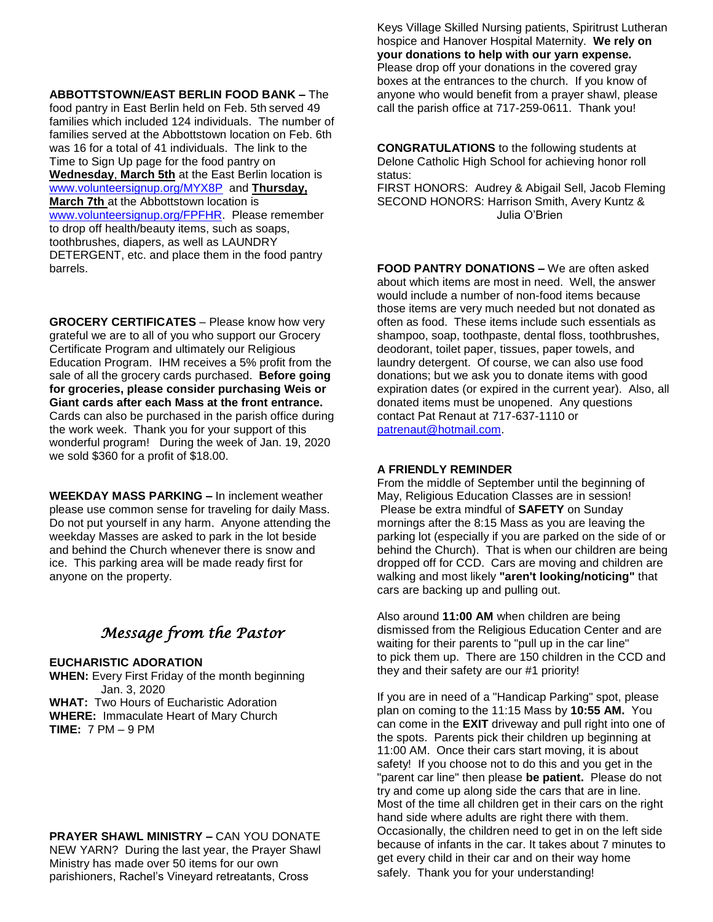**ABBOTTSTOWN/EAST BERLIN FOOD BANK –** The food pantry in East Berlin held on Feb. 5th served 49 families which included 124 individuals. The number of families served at the Abbottstown location on Feb. 6th was 16 for a total of 41 individuals. The link to the Time to Sign Up page for the food pantry on **Wednesday**, **March 5th** at the East Berlin location is www.volunteersignup.org/MYX8P and **Thursday, March 7th** at the Abbottstown location is www.volunteersignup.org/FPFHR. Please remember to drop off health/beauty items, such as soaps, toothbrushes, diapers, as well as LAUNDRY DETERGENT, etc. and place them in the food pantry barrels.

**GROCERY CERTIFICATES** – Please know how very grateful we are to all of you who support our Grocery Certificate Program and ultimately our Religious Education Program. IHM receives a 5% profit from the sale of all the grocery cards purchased. **Before going for groceries, please consider purchasing Weis or Giant cards after each Mass at the front entrance.** Cards can also be purchased in the parish office during the work week. Thank you for your support of this wonderful program! During the week of Jan. 19, 2020 we sold $360 for a profit of $18.00.

**WEEKDAY MASS PARKING –** In inclement weather please use common sense for traveling for daily Mass. Do not put yourself in any harm. Anyone attending the weekday Masses are asked to park in the lot beside and behind the Church whenever there is snow and ice. This parking area will be made ready first for anyone on the property.

## *Message from the Pastor*

**EUCHARISTIC ADORATION**

**WHEN:** Every First Friday of the month beginning Jan. 3, 2020
**WHAT:** Two Hours of Eucharistic Adoration
**WHERE:** Immaculate Heart of Mary Church
**TIME:** 7 PM – 9 PM

**PRAYER SHAWL MINISTRY –** CAN YOU DONATE NEW YARN? During the last year, the Prayer Shawl Ministry has made over 50 items for our own parishioners, Rachel's Vineyard retreatants, Cross Keys Village Skilled Nursing patients, Spiritrust Lutheran hospice and Hanover Hospital Maternity. **We rely on your donations to help with our yarn expense.** Please drop off your donations in the covered gray boxes at the entrances to the church. If you know of anyone who would benefit from a prayer shawl, please call the parish office at 717-259-0611. Thank you!

**CONGRATULATIONS** to the following students at Delone Catholic High School for achieving honor roll status:
FIRST HONORS: Audrey & Abigail Sell, Jacob Fleming
SECOND HONORS: Harrison Smith, Avery Kuntz & Julia O'Brien

**FOOD PANTRY DONATIONS –** We are often asked about which items are most in need. Well, the answer would include a number of non-food items because those items are very much needed but not donated as often as food. These items include such essentials as shampoo, soap, toothpaste, dental floss, toothbrushes, deodorant, toilet paper, tissues, paper towels, and laundry detergent. Of course, we can also use food donations; but we ask you to donate items with good expiration dates (or expired in the current year). Also, all donated items must be unopened. Any questions contact Pat Renaut at 717-637-1110 or patrenaut@hotmail.com.

**A FRIENDLY REMINDER**

From the middle of September until the beginning of May, Religious Education Classes are in session! Please be extra mindful of **SAFETY** on Sunday mornings after the 8:15 Mass as you are leaving the parking lot (especially if you are parked on the side of or behind the Church). That is when our children are being dropped off for CCD. Cars are moving and children are walking and most likely **"aren't looking/noticing"** that cars are backing up and pulling out.

Also around **11:00 AM** when children are being dismissed from the Religious Education Center and are waiting for their parents to "pull up in the car line" to pick them up. There are 150 children in the CCD and they and their safety are our #1 priority!

If you are in need of a "Handicap Parking" spot, please plan on coming to the 11:15 Mass by **10:55 AM.** You can come in the **EXIT** driveway and pull right into one of the spots. Parents pick their children up beginning at 11:00 AM. Once their cars start moving, it is about safety! If you choose not to do this and you get in the "parent car line" then please **be patient.** Please do not try and come up along side the cars that are in line. Most of the time all children get in their cars on the right hand side where adults are right there with them. Occasionally, the children need to get in on the left side because of infants in the car. It takes about 7 minutes to get every child in their car and on their way home safely. Thank you for your understanding!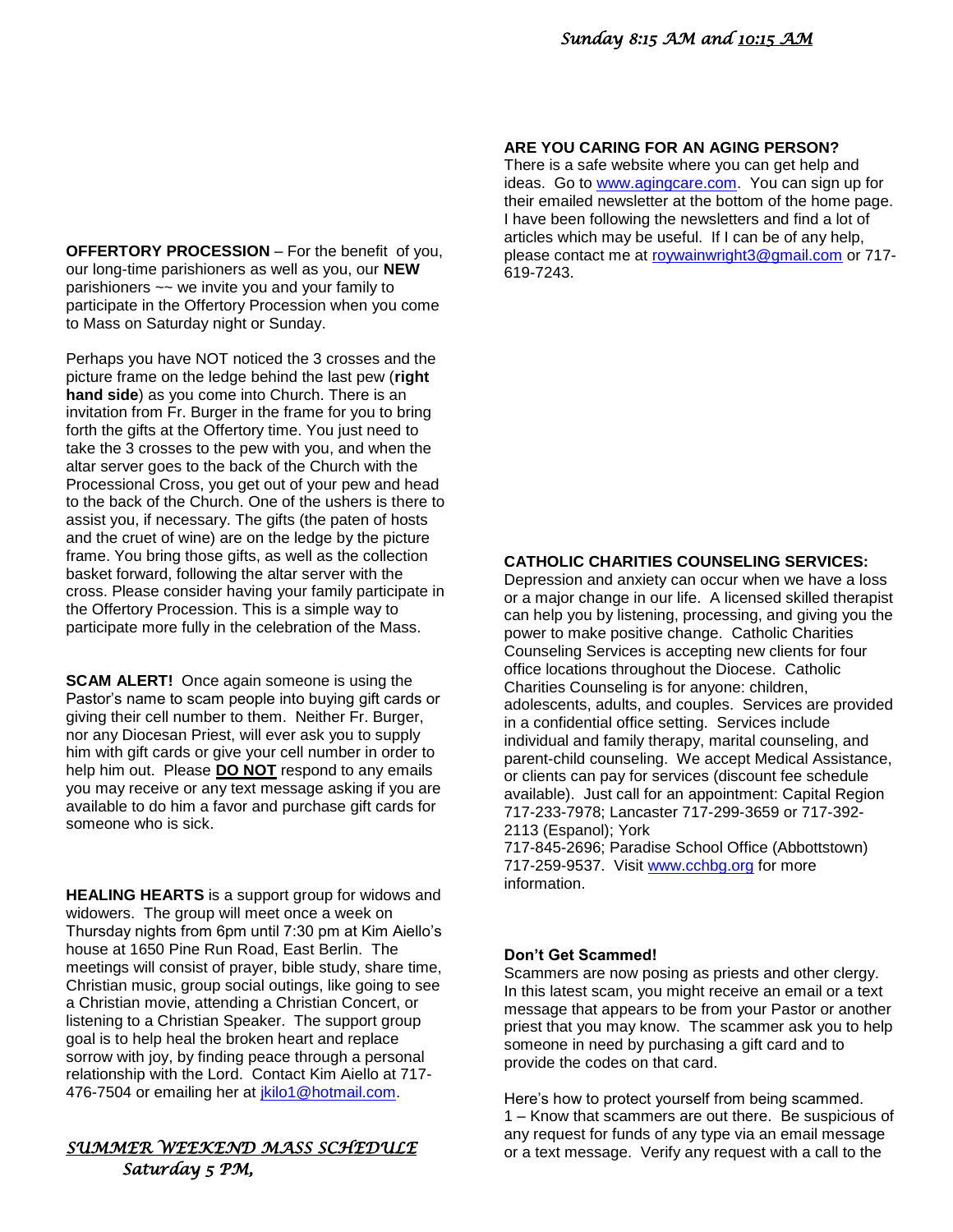**OFFERTORY PROCESSION** – For the benefit of you, our long-time parishioners as well as you, our **NEW** parishioners ~~ we invite you and your family to participate in the Offertory Procession when you come to Mass on Saturday night or Sunday.

Perhaps you have NOT noticed the 3 crosses and the picture frame on the ledge behind the last pew (**right hand side**) as you come into Church. There is an invitation from Fr. Burger in the frame for you to bring forth the gifts at the Offertory time. You just need to take the 3 crosses to the pew with you, and when the altar server goes to the back of the Church with the Processional Cross, you get out of your pew and head to the back of the Church. One of the ushers is there to assist you, if necessary. The gifts (the paten of hosts and the cruet of wine) are on the ledge by the picture frame. You bring those gifts, as well as the collection basket forward, following the altar server with the cross. Please consider having your family participate in the Offertory Procession. This is a simple way to participate more fully in the celebration of the Mass.

**SCAM ALERT!** Once again someone is using the Pastor's name to scam people into buying gift cards or giving their cell number to them. Neither Fr. Burger, nor any Diocesan Priest, will ever ask you to supply him with gift cards or give your cell number in order to help him out. Please **DO NOT** respond to any emails you may receive or any text message asking if you are available to do him a favor and purchase gift cards for someone who is sick.

**HEALING HEARTS** is a support group for widows and widowers. The group will meet once a week on Thursday nights from 6pm until 7:30 pm at Kim Aiello's house at 1650 Pine Run Road, East Berlin. The meetings will consist of prayer, bible study, share time, Christian music, group social outings, like going to see a Christian movie, attending a Christian Concert, or listening to a Christian Speaker. The support group goal is to help heal the broken heart and replace sorrow with joy, by finding peace through a personal relationship with the Lord. Contact Kim Aiello at 717-476-7504 or emailing her at jkilo1@hotmail.com.

*SUMMER WEEKEND MASS SCHEDULE*
*Saturday 5 PM,*
*Sunday 8:15 AM and 10:15 AM*

**ARE YOU CARING FOR AN AGING PERSON?**
There is a safe website where you can get help and ideas. Go to www.agingcare.com. You can sign up for their emailed newsletter at the bottom of the home page. I have been following the newsletters and find a lot of articles which may be useful. If I can be of any help, please contact me at roywainwright3@gmail.com or 717-619-7243.

**CATHOLIC CHARITIES COUNSELING SERVICES:**
Depression and anxiety can occur when we have a loss or a major change in our life. A licensed skilled therapist can help you by listening, processing, and giving you the power to make positive change. Catholic Charities Counseling Services is accepting new clients for four office locations throughout the Diocese. Catholic Charities Counseling is for anyone: children, adolescents, adults, and couples. Services are provided in a confidential office setting. Services include individual and family therapy, marital counseling, and parent-child counseling. We accept Medical Assistance, or clients can pay for services (discount fee schedule available). Just call for an appointment: Capital Region 717-233-7978; Lancaster 717-299-3659 or 717-392-2113 (Espanol); York 717-845-2696; Paradise School Office (Abbottstown) 717-259-9537. Visit www.cchbg.org for more information.

**Don't Get Scammed!**
Scammers are now posing as priests and other clergy. In this latest scam, you might receive an email or a text message that appears to be from your Pastor or another priest that you may know. The scammer ask you to help someone in need by purchasing a gift card and to provide the codes on that card.

Here's how to protect yourself from being scammed.
1 – Know that scammers are out there. Be suspicious of any request for funds of any type via an email message or a text message. Verify any request with a call to the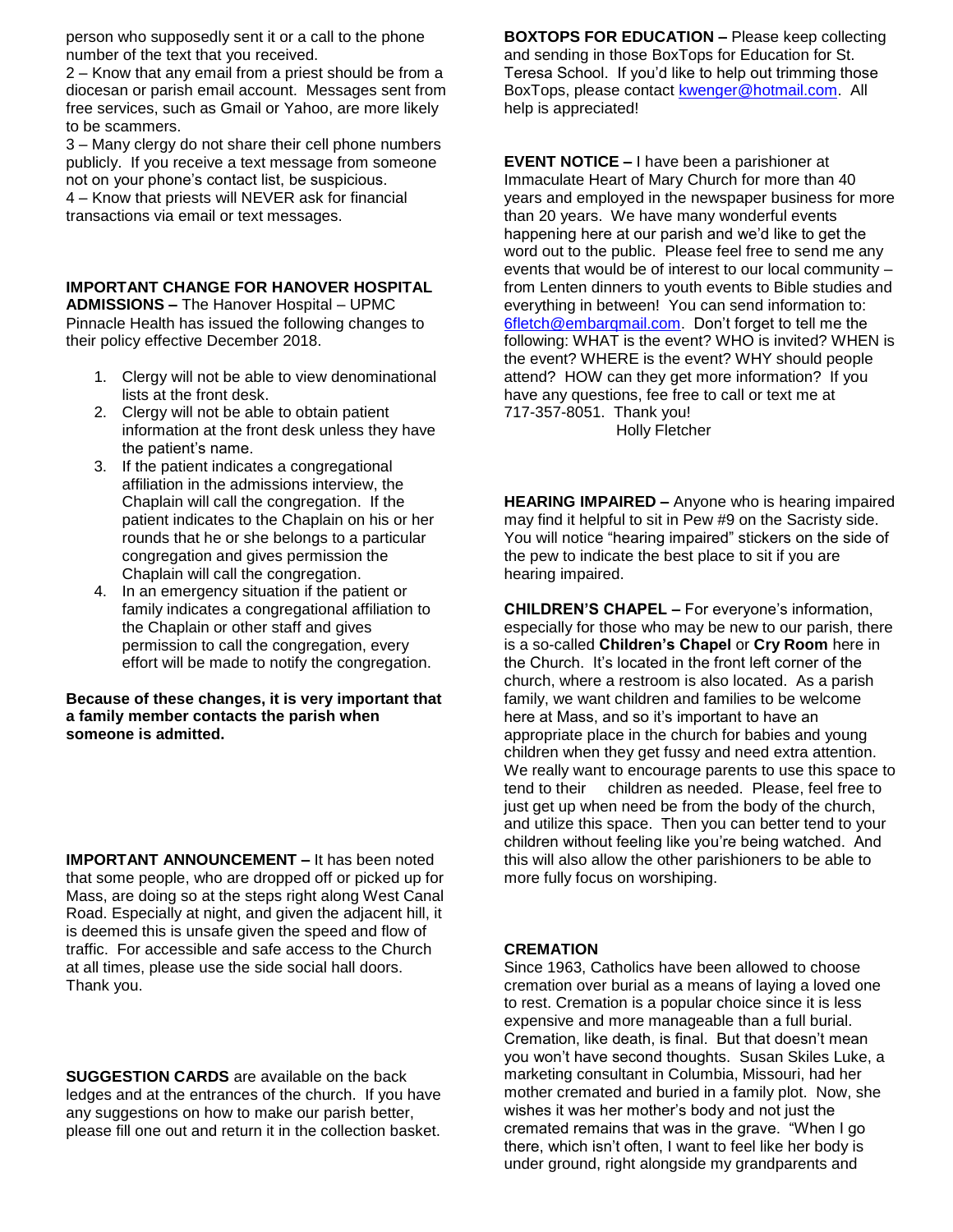person who supposedly sent it or a call to the phone number of the text that you received.

2 – Know that any email from a priest should be from a diocesan or parish email account. Messages sent from free services, such as Gmail or Yahoo, are more likely to be scammers.

3 – Many clergy do not share their cell phone numbers publicly. If you receive a text message from someone not on your phone's contact list, be suspicious.

4 – Know that priests will NEVER ask for financial transactions via email or text messages.

**IMPORTANT CHANGE FOR HANOVER HOSPITAL ADMISSIONS –** The Hanover Hospital – UPMC Pinnacle Health has issued the following changes to their policy effective December 2018.

1. Clergy will not be able to view denominational lists at the front desk.
2. Clergy will not be able to obtain patient information at the front desk unless they have the patient's name.
3. If the patient indicates a congregational affiliation in the admissions interview, the Chaplain will call the congregation. If the patient indicates to the Chaplain on his or her rounds that he or she belongs to a particular congregation and gives permission the Chaplain will call the congregation.
4. In an emergency situation if the patient or family indicates a congregational affiliation to the Chaplain or other staff and gives permission to call the congregation, every effort will be made to notify the congregation.

**Because of these changes, it is very important that a family member contacts the parish when someone is admitted.**

**IMPORTANT ANNOUNCEMENT –** It has been noted that some people, who are dropped off or picked up for Mass, are doing so at the steps right along West Canal Road. Especially at night, and given the adjacent hill, it is deemed this is unsafe given the speed and flow of traffic. For accessible and safe access to the Church at all times, please use the side social hall doors. Thank you.

**SUGGESTION CARDS** are available on the back ledges and at the entrances of the church. If you have any suggestions on how to make our parish better, please fill one out and return it in the collection basket.

**BOXTOPS FOR EDUCATION –** Please keep collecting and sending in those BoxTops for Education for St. Teresa School. If you'd like to help out trimming those BoxTops, please contact kwenger@hotmail.com. All help is appreciated!

**EVENT NOTICE –** I have been a parishioner at Immaculate Heart of Mary Church for more than 40 years and employed in the newspaper business for more than 20 years. We have many wonderful events happening here at our parish and we'd like to get the word out to the public. Please feel free to send me any events that would be of interest to our local community – from Lenten dinners to youth events to Bible studies and everything in between! You can send information to: 6fletch@embarqmail.com. Don't forget to tell me the following: WHAT is the event? WHO is invited? WHEN is the event? WHERE is the event? WHY should people attend? HOW can they get more information? If you have any questions, fee free to call or text me at 717-357-8051. Thank you!

Holly Fletcher

**HEARING IMPAIRED –** Anyone who is hearing impaired may find it helpful to sit in Pew #9 on the Sacristy side. You will notice "hearing impaired" stickers on the side of the pew to indicate the best place to sit if you are hearing impaired.

**CHILDREN'S CHAPEL –** For everyone's information, especially for those who may be new to our parish, there is a so-called **Children's Chapel** or **Cry Room** here in the Church. It's located in the front left corner of the church, where a restroom is also located. As a parish family, we want children and families to be welcome here at Mass, and so it's important to have an appropriate place in the church for babies and young children when they get fussy and need extra attention. We really want to encourage parents to use this space to tend to their children as needed. Please, feel free to just get up when need be from the body of the church, and utilize this space. Then you can better tend to your children without feeling like you're being watched. And this will also allow the other parishioners to be able to more fully focus on worshiping.

**CREMATION**

Since 1963, Catholics have been allowed to choose cremation over burial as a means of laying a loved one to rest. Cremation is a popular choice since it is less expensive and more manageable than a full burial. Cremation, like death, is final. But that doesn't mean you won't have second thoughts. Susan Skiles Luke, a marketing consultant in Columbia, Missouri, had her mother cremated and buried in a family plot. Now, she wishes it was her mother's body and not just the cremated remains that was in the grave. "When I go there, which isn't often, I want to feel like her body is under ground, right alongside my grandparents and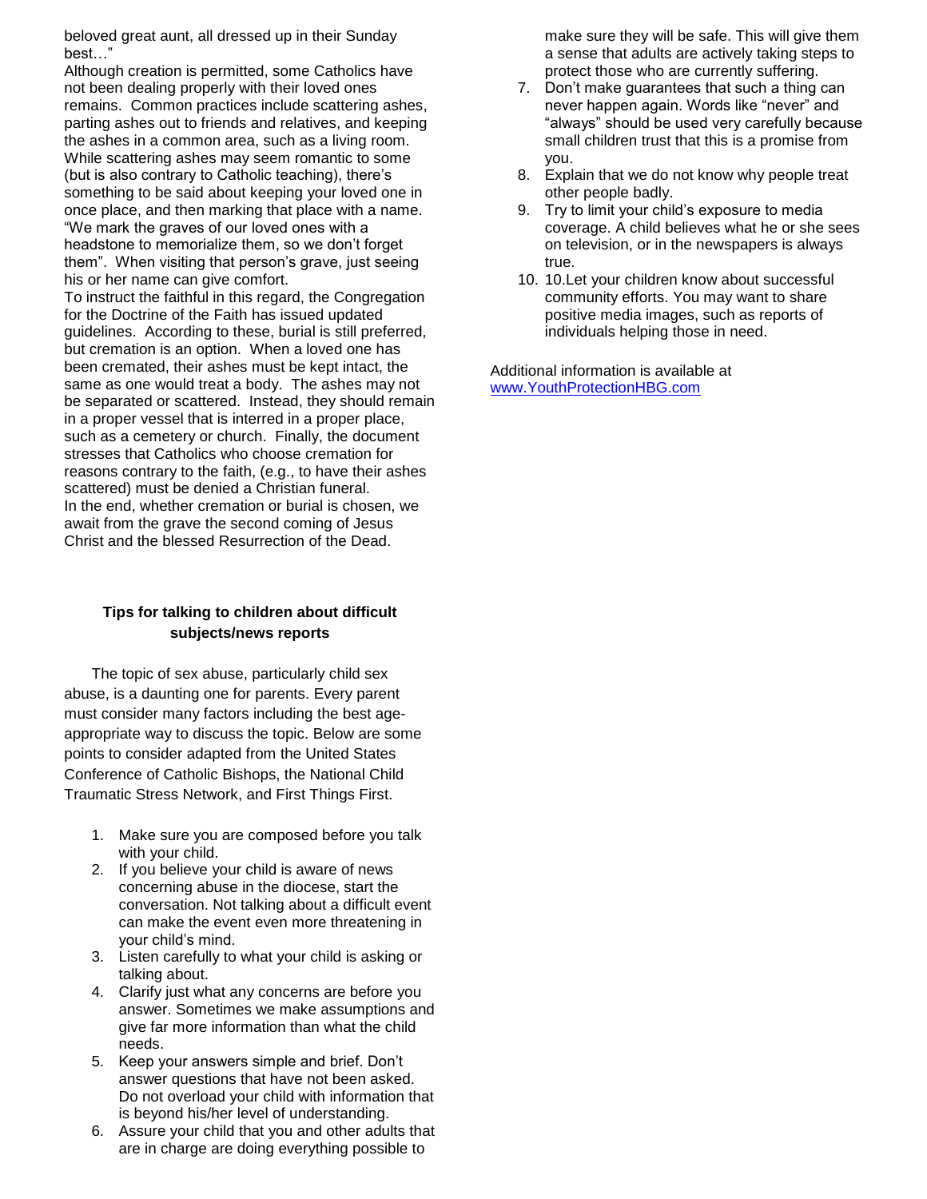beloved great aunt, all dressed up in their Sunday best…"

Although creation is permitted, some Catholics have not been dealing properly with their loved ones remains. Common practices include scattering ashes, parting ashes out to friends and relatives, and keeping the ashes in a common area, such as a living room. While scattering ashes may seem romantic to some (but is also contrary to Catholic teaching), there's something to be said about keeping your loved one in once place, and then marking that place with a name. "We mark the graves of our loved ones with a headstone to memorialize them, so we don't forget them". When visiting that person's grave, just seeing his or her name can give comfort.

To instruct the faithful in this regard, the Congregation for the Doctrine of the Faith has issued updated guidelines. According to these, burial is still preferred, but cremation is an option. When a loved one has been cremated, their ashes must be kept intact, the same as one would treat a body. The ashes may not be separated or scattered. Instead, they should remain in a proper vessel that is interred in a proper place, such as a cemetery or church. Finally, the document stresses that Catholics who choose cremation for reasons contrary to the faith, (e.g., to have their ashes scattered) must be denied a Christian funeral.

In the end, whether cremation or burial is chosen, we await from the grave the second coming of Jesus Christ and the blessed Resurrection of the Dead.

**Tips for talking to children about difficult subjects/news reports**

The topic of sex abuse, particularly child sex abuse, is a daunting one for parents. Every parent must consider many factors including the best age-appropriate way to discuss the topic. Below are some points to consider adapted from the United States Conference of Catholic Bishops, the National Child Traumatic Stress Network, and First Things First.

1. Make sure you are composed before you talk with your child.
2. If you believe your child is aware of news concerning abuse in the diocese, start the conversation. Not talking about a difficult event can make the event even more threatening in your child's mind.
3. Listen carefully to what your child is asking or talking about.
4. Clarify just what any concerns are before you answer. Sometimes we make assumptions and give far more information than what the child needs.
5. Keep your answers simple and brief. Don't answer questions that have not been asked. Do not overload your child with information that is beyond his/her level of understanding.
6. Assure your child that you and other adults that are in charge are doing everything possible to make sure they will be safe. This will give them a sense that adults are actively taking steps to protect those who are currently suffering.
7. Don't make guarantees that such a thing can never happen again. Words like "never" and "always" should be used very carefully because small children trust that this is a promise from you.
8. Explain that we do not know why people treat other people badly.
9. Try to limit your child's exposure to media coverage. A child believes what he or she sees on television, or in the newspapers is always true.
10. 10.Let your children know about successful community efforts. You may want to share positive media images, such as reports of individuals helping those in need.

Additional information is available at [www.YouthProtectionHBG.com](http://www.YouthProtectionHBG.com)